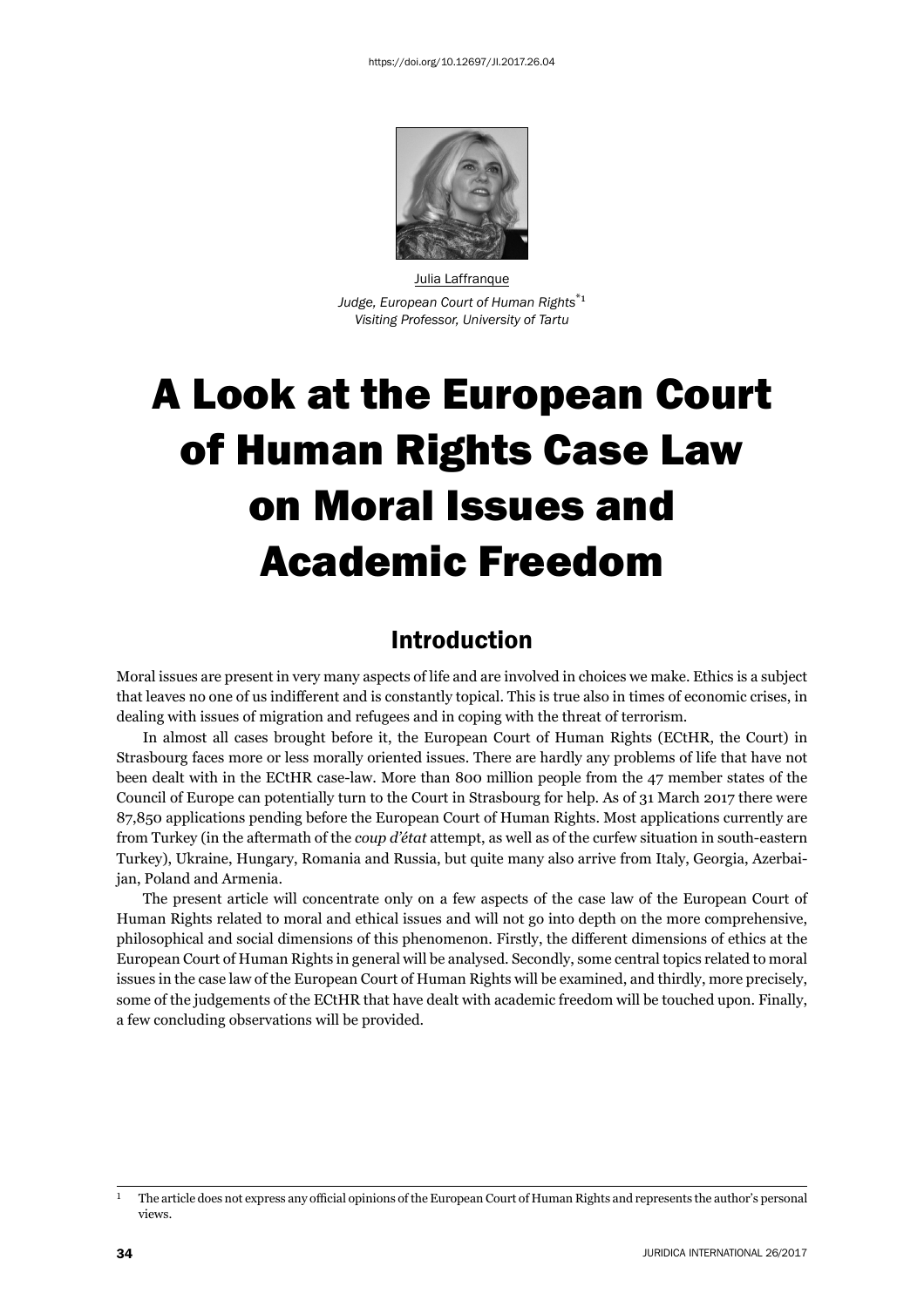https://doi.org/10.12697/JI.2017.26.04

Julia Laffranque

*Judge, European Court of Human Rights*[*1]
*Visiting Professor, University of Tartu*

# A Look at the European Court of Human Rights Case Law on Moral Issues and Academic Freedom

## Introduction

Moral issues are present in very many aspects of life and are involved in choices we make. Ethics is a subject that leaves no one of us indifferent and is constantly topical. This is true also in times of economic crises, in dealing with issues of migration and refugees and in coping with the threat of terrorism.

In almost all cases brought before it, the European Court of Human Rights (ECtHR, the Court) in Strasbourg faces more or less morally oriented issues. There are hardly any problems of life that have not been dealt with in the ECtHR case-law. More than 800 million people from the 47 member states of the Council of Europe can potentially turn to the Court in Strasbourg for help. As of 31 March 2017 there were 87,850 applications pending before the European Court of Human Rights. Most applications currently are from Turkey (in the aftermath of the *coup d'état* attempt, as well as of the curfew situation in south-eastern Turkey), Ukraine, Hungary, Romania and Russia, but quite many also arrive from Italy, Georgia, Azerbaijan, Poland and Armenia.

The present article will concentrate only on a few aspects of the case law of the European Court of Human Rights related to moral and ethical issues and will not go into depth on the more comprehensive, philosophical and social dimensions of this phenomenon. Firstly, the different dimensions of ethics at the European Court of Human Rights in general will be analysed. Secondly, some central topics related to moral issues in the case law of the European Court of Human Rights will be examined, and thirdly, more precisely, some of the judgements of the ECtHR that have dealt with academic freedom will be touched upon. Finally, a few concluding observations will be provided.

---

[1] The article does not express any official opinions of the European Court of Human Rights and represents the author's personal views.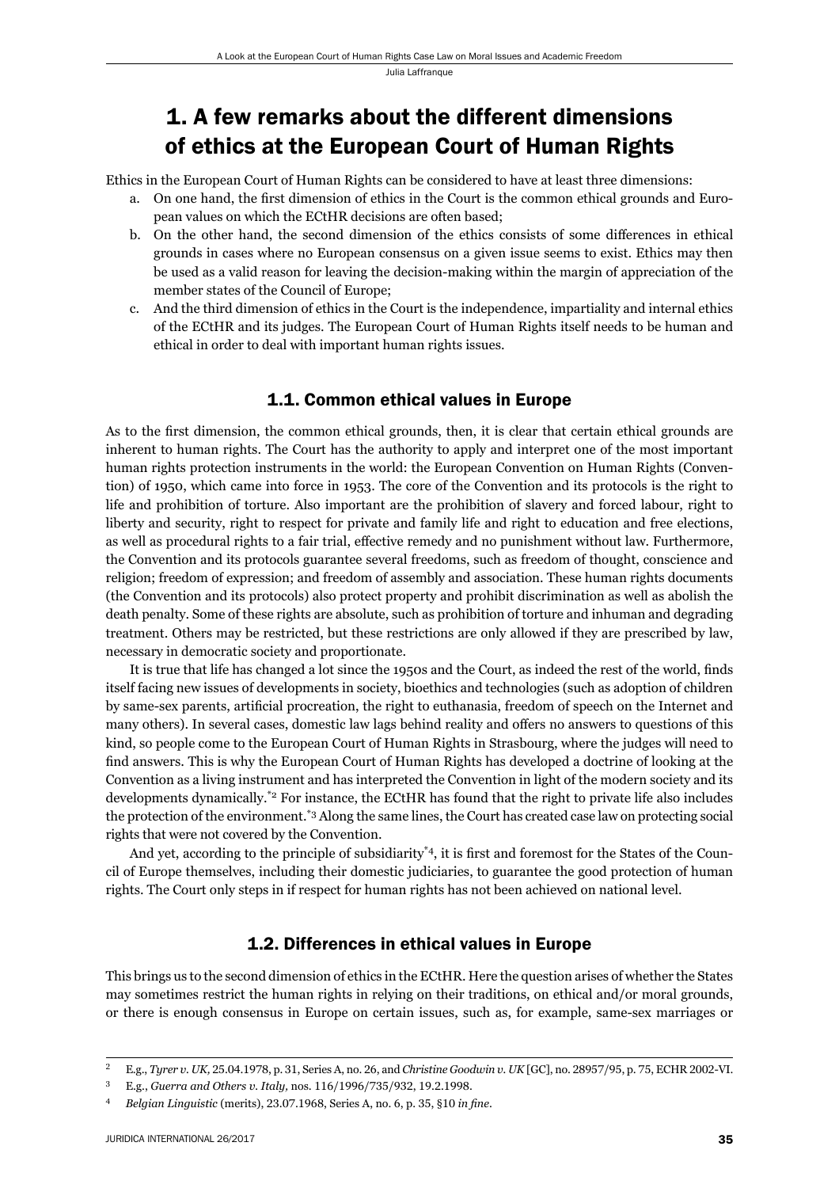# 1. A few remarks about the different dimensions of ethics at the European Court of Human Rights

Ethics in the European Court of Human Rights can be considered to have at least three dimensions:

a. On one hand, the first dimension of ethics in the Court is the common ethical grounds and European values on which the ECtHR decisions are often based;

b. On the other hand, the second dimension of the ethics consists of some differences in ethical grounds in cases where no European consensus on a given issue seems to exist. Ethics may then be used as a valid reason for leaving the decision-making within the margin of appreciation of the member states of the Council of Europe;

c. And the third dimension of ethics in the Court is the independence, impartiality and internal ethics of the ECtHR and its judges. The European Court of Human Rights itself needs to be human and ethical in order to deal with important human rights issues.

## 1.1. Common ethical values in Europe

As to the first dimension, the common ethical grounds, then, it is clear that certain ethical grounds are inherent to human rights. The Court has the authority to apply and interpret one of the most important human rights protection instruments in the world: the European Convention on Human Rights (Convention) of 1950, which came into force in 1953. The core of the Convention and its protocols is the right to life and prohibition of torture. Also important are the prohibition of slavery and forced labour, right to liberty and security, right to respect for private and family life and right to education and free elections, as well as procedural rights to a fair trial, effective remedy and no punishment without law. Furthermore, the Convention and its protocols guarantee several freedoms, such as freedom of thought, conscience and religion; freedom of expression; and freedom of assembly and association. These human rights documents (the Convention and its protocols) also protect property and prohibit discrimination as well as abolish the death penalty. Some of these rights are absolute, such as prohibition of torture and inhuman and degrading treatment. Others may be restricted, but these restrictions are only allowed if they are prescribed by law, necessary in democratic society and proportionate.

It is true that life has changed a lot since the 1950s and the Court, as indeed the rest of the world, finds itself facing new issues of developments in society, bioethics and technologies (such as adoption of children by same-sex parents, artificial procreation, the right to euthanasia, freedom of speech on the Internet and many others). In several cases, domestic law lags behind reality and offers no answers to questions of this kind, so people come to the European Court of Human Rights in Strasbourg, where the judges will need to find answers. This is why the European Court of Human Rights has developed a doctrine of looking at the Convention as a living instrument and has interpreted the Convention in light of the modern society and its developments dynamically.[*2] For instance, the ECtHR has found that the right to private life also includes the protection of the environment.[*3] Along the same lines, the Court has created case law on protecting social rights that were not covered by the Convention.

And yet, according to the principle of subsidiarity[*4], it is first and foremost for the States of the Council of Europe themselves, including their domestic judiciaries, to guarantee the good protection of human rights. The Court only steps in if respect for human rights has not been achieved on national level.

## 1.2. Differences in ethical values in Europe

This brings us to the second dimension of ethics in the ECtHR. Here the question arises of whether the States may sometimes restrict the human rights in relying on their traditions, on ethical and/or moral grounds, or there is enough consensus in Europe on certain issues, such as, for example, same-sex marriages or

---

[2] E.g., *Tyrer v. UK*, 25.04.1978, p. 31, Series A, no. 26, and *Christine Goodwin v. UK* [GC], no. 28957/95, p. 75, ECHR 2002-VI.

[3] E.g., *Guerra and Others v. Italy*, nos. 116/1996/735/932, 19.2.1998.

[4] *Belgian Linguistic* (merits), 23.07.1968, Series A, no. 6, p. 35, §10 *in fine*.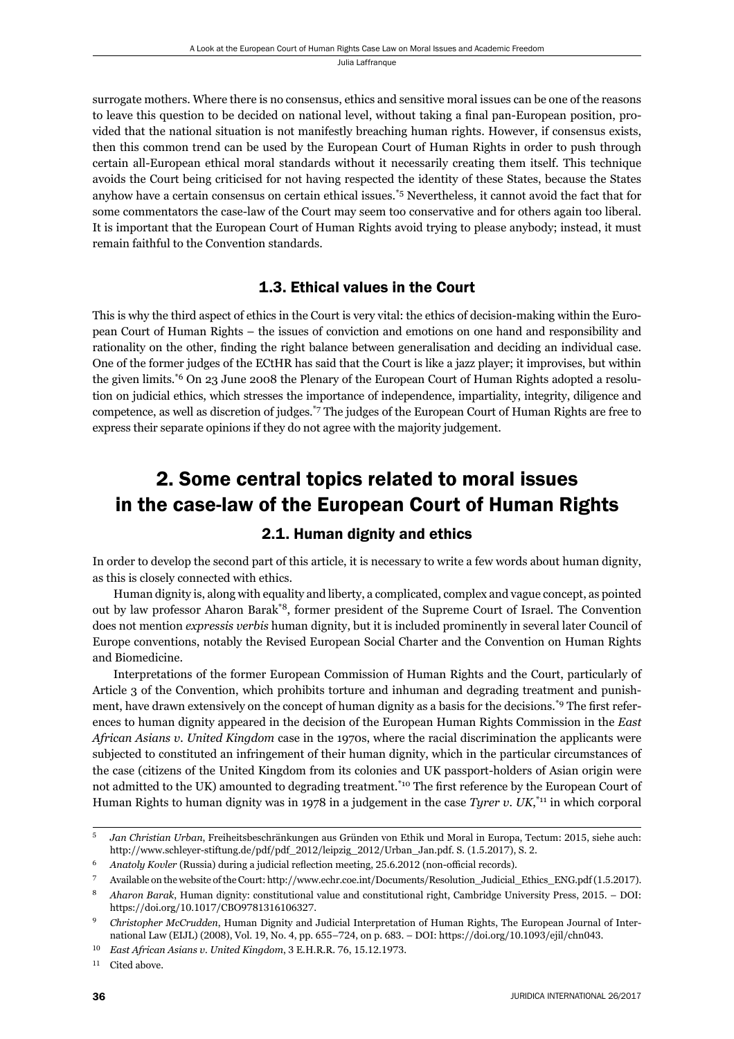surrogate mothers. Where there is no consensus, ethics and sensitive moral issues can be one of the reasons to leave this question to be decided on national level, without taking a final pan-European position, provided that the national situation is not manifestly breaching human rights. However, if consensus exists, then this common trend can be used by the European Court of Human Rights in order to push through certain all-European ethical moral standards without it necessarily creating them itself. This technique avoids the Court being criticised for not having respected the identity of these States, because the States anyhow have a certain consensus on certain ethical issues.[5] Nevertheless, it cannot avoid the fact that for some commentators the case-law of the Court may seem too conservative and for others again too liberal. It is important that the European Court of Human Rights avoid trying to please anybody; instead, it must remain faithful to the Convention standards.

### 1.3. Ethical values in the Court

This is why the third aspect of ethics in the Court is very vital: the ethics of decision-making within the European Court of Human Rights – the issues of conviction and emotions on one hand and responsibility and rationality on the other, finding the right balance between generalisation and deciding an individual case. One of the former judges of the ECtHR has said that the Court is like a jazz player; it improvises, but within the given limits.[6] On 23 June 2008 the Plenary of the European Court of Human Rights adopted a resolution on judicial ethics, which stresses the importance of independence, impartiality, integrity, diligence and competence, as well as discretion of judges.[7] The judges of the European Court of Human Rights are free to express their separate opinions if they do not agree with the majority judgement.

## 2. Some central topics related to moral issues in the case-law of the European Court of Human Rights

### 2.1. Human dignity and ethics

In order to develop the second part of this article, it is necessary to write a few words about human dignity, as this is closely connected with ethics.

Human dignity is, along with equality and liberty, a complicated, complex and vague concept, as pointed out by law professor Aharon Barak[8], former president of the Supreme Court of Israel. The Convention does not mention *expressis verbis* human dignity, but it is included prominently in several later Council of Europe conventions, notably the Revised European Social Charter and the Convention on Human Rights and Biomedicine.

Interpretations of the former European Commission of Human Rights and the Court, particularly of Article 3 of the Convention, which prohibits torture and inhuman and degrading treatment and punishment, have drawn extensively on the concept of human dignity as a basis for the decisions.[9] The first references to human dignity appeared in the decision of the European Human Rights Commission in the *East African Asians v. United Kingdom* case in the 1970s, where the racial discrimination the applicants were subjected to constituted an infringement of their human dignity, which in the particular circumstances of the case (citizens of the United Kingdom from its colonies and UK passport-holders of Asian origin were not admitted to the UK) amounted to degrading treatment.[10] The first reference by the European Court of Human Rights to human dignity was in 1978 in a judgement in the case *Tyrer v. UK*,[11] in which corporal

---

5 *Jan Christian Urban*, Freiheitsbeschränkungen aus Gründen von Ethik und Moral in Europa, Tectum: 2015, siehe auch: http://www.schleyer-stiftung.de/pdf/pdf_2012/leipzig_2012/Urban_Jan.pdf. S. (1.5.2017), S. 2.

6 *Anatoly Kovler* (Russia) during a judicial reflection meeting, 25.6.2012 (non-official records).

7 Available on the website of the Court: http://www.echr.coe.int/Documents/Resolution_Judicial_Ethics_ENG.pdf (1.5.2017).

8 *Aharon Barak*, Human dignity: constitutional value and constitutional right, Cambridge University Press, 2015. – DOI: https://doi.org/10.1017/CBO9781316106327.

9 *Christopher McCrudden*, Human Dignity and Judicial Interpretation of Human Rights, The European Journal of International Law (EIJL) (2008), Vol. 19, No. 4, pp. 655–724, on p. 683. – DOI: https://doi.org/10.1093/ejil/chn043.

10 *East African Asians v. United Kingdom*, 3 E.H.R.R. 76, 15.12.1973.

11 Cited above.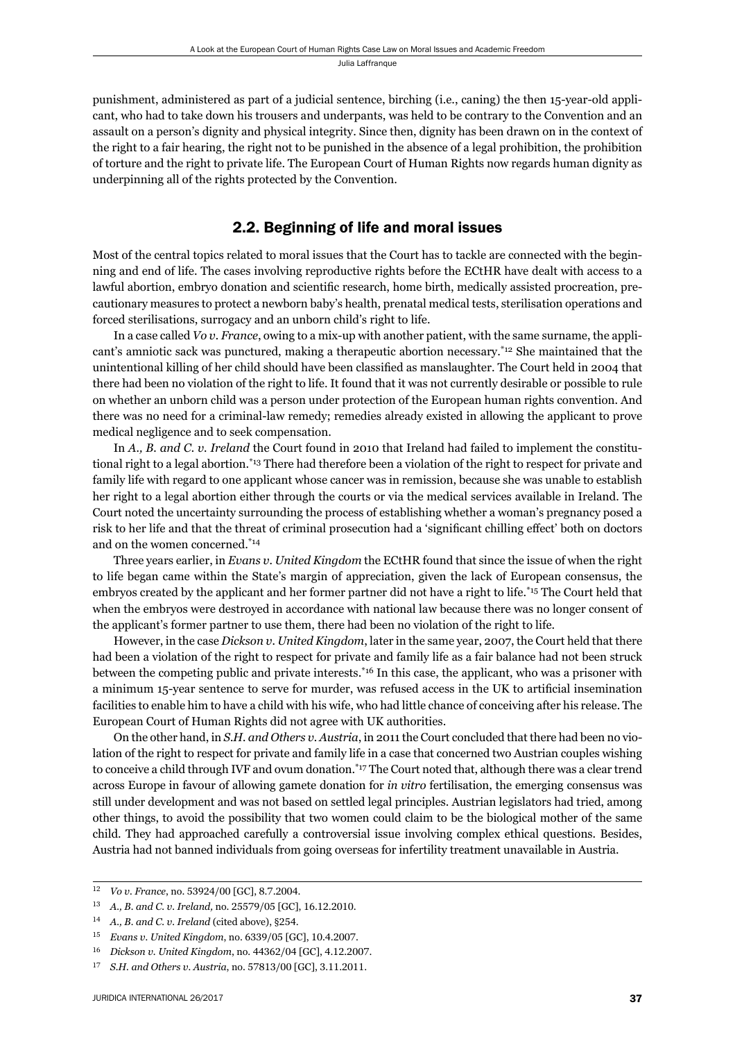punishment, administered as part of a judicial sentence, birching (i.e., caning) the then 15-year-old applicant, who had to take down his trousers and underpants, was held to be contrary to the Convention and an assault on a person's dignity and physical integrity. Since then, dignity has been drawn on in the context of the right to a fair hearing, the right not to be punished in the absence of a legal prohibition, the prohibition of torture and the right to private life. The European Court of Human Rights now regards human dignity as underpinning all of the rights protected by the Convention.

## 2.2. Beginning of life and moral issues

Most of the central topics related to moral issues that the Court has to tackle are connected with the beginning and end of life. The cases involving reproductive rights before the ECtHR have dealt with access to a lawful abortion, embryo donation and scientific research, home birth, medically assisted procreation, precautionary measures to protect a newborn baby's health, prenatal medical tests, sterilisation operations and forced sterilisations, surrogacy and an unborn child's right to life.

In a case called *Vo v. France*, owing to a mix-up with another patient, with the same surname, the applicant's amniotic sack was punctured, making a therapeutic abortion necessary.[*12] She maintained that the unintentional killing of her child should have been classified as manslaughter. The Court held in 2004 that there had been no violation of the right to life. It found that it was not currently desirable or possible to rule on whether an unborn child was a person under protection of the European human rights convention. And there was no need for a criminal-law remedy; remedies already existed in allowing the applicant to prove medical negligence and to seek compensation.

In *A., B. and C. v. Ireland* the Court found in 2010 that Ireland had failed to implement the constitutional right to a legal abortion.[*13] There had therefore been a violation of the right to respect for private and family life with regard to one applicant whose cancer was in remission, because she was unable to establish her right to a legal abortion either through the courts or via the medical services available in Ireland. The Court noted the uncertainty surrounding the process of establishing whether a woman's pregnancy posed a risk to her life and that the threat of criminal prosecution had a 'significant chilling effect' both on doctors and on the women concerned.[*14]

Three years earlier, in *Evans v. United Kingdom* the ECtHR found that since the issue of when the right to life began came within the State's margin of appreciation, given the lack of European consensus, the embryos created by the applicant and her former partner did not have a right to life.[*15] The Court held that when the embryos were destroyed in accordance with national law because there was no longer consent of the applicant's former partner to use them, there had been no violation of the right to life.

However, in the case *Dickson v. United Kingdom*, later in the same year, 2007, the Court held that there had been a violation of the right to respect for private and family life as a fair balance had not been struck between the competing public and private interests.[*16] In this case, the applicant, who was a prisoner with a minimum 15-year sentence to serve for murder, was refused access in the UK to artificial insemination facilities to enable him to have a child with his wife, who had little chance of conceiving after his release. The European Court of Human Rights did not agree with UK authorities.

On the other hand, in *S.H. and Others v. Austria*, in 2011 the Court concluded that there had been no violation of the right to respect for private and family life in a case that concerned two Austrian couples wishing to conceive a child through IVF and ovum donation.[*17] The Court noted that, although there was a clear trend across Europe in favour of allowing gamete donation for *in vitro* fertilisation, the emerging consensus was still under development and was not based on settled legal principles. Austrian legislators had tried, among other things, to avoid the possibility that two women could claim to be the biological mother of the same child. They had approached carefully a controversial issue involving complex ethical questions. Besides, Austria had not banned individuals from going overseas for infertility treatment unavailable in Austria.

---

12 *Vo v. France*, no. 53924/00 [GC], 8.7.2004.

13 *A., B. and C. v. Ireland*, no. 25579/05 [GC], 16.12.2010.

14 *A., B. and C. v. Ireland* (cited above), §254.

15 *Evans v. United Kingdom*, no. 6339/05 [GC], 10.4.2007.

16 *Dickson v. United Kingdom*, no. 44362/04 [GC], 4.12.2007.

17 *S.H. and Others v. Austria*, no. 57813/00 [GC], 3.11.2011.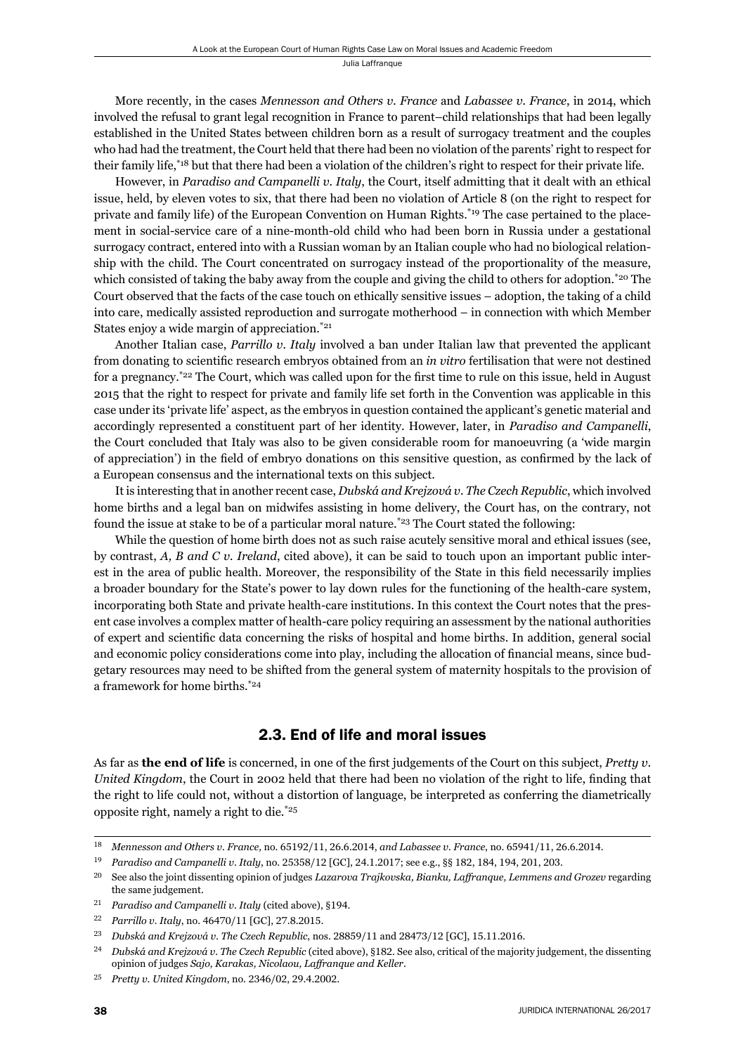More recently, in the cases *Mennesson and Others v. France* and *Labassee v. France*, in 2014, which involved the refusal to grant legal recognition in France to parent–child relationships that had been legally established in the United States between children born as a result of surrogacy treatment and the couples who had had the treatment, the Court held that there had been no violation of the parents' right to respect for their family life,*[18] but that there had been a violation of the children's right to respect for their private life.

However, in *Paradiso and Campanelli v. Italy*, the Court, itself admitting that it dealt with an ethical issue, held, by eleven votes to six, that there had been no violation of Article 8 (on the right to respect for private and family life) of the European Convention on Human Rights.*[19] The case pertained to the placement in social-service care of a nine-month-old child who had been born in Russia under a gestational surrogacy contract, entered into with a Russian woman by an Italian couple who had no biological relationship with the child. The Court concentrated on surrogacy instead of the proportionality of the measure, which consisted of taking the baby away from the couple and giving the child to others for adoption.*[20] The Court observed that the facts of the case touch on ethically sensitive issues – adoption, the taking of a child into care, medically assisted reproduction and surrogate motherhood – in connection with which Member States enjoy a wide margin of appreciation.*[21]

Another Italian case, *Parrillo v. Italy* involved a ban under Italian law that prevented the applicant from donating to scientific research embryos obtained from an *in vitro* fertilisation that were not destined for a pregnancy.*[22] The Court, which was called upon for the first time to rule on this issue, held in August 2015 that the right to respect for private and family life set forth in the Convention was applicable in this case under its 'private life' aspect, as the embryos in question contained the applicant's genetic material and accordingly represented a constituent part of her identity. However, later, in *Paradiso and Campanelli*, the Court concluded that Italy was also to be given considerable room for manoeuvring (a 'wide margin of appreciation') in the field of embryo donations on this sensitive question, as confirmed by the lack of a European consensus and the international texts on this subject.

It is interesting that in another recent case, *Dubská and Krejzová v. The Czech Republic*, which involved home births and a legal ban on midwifes assisting in home delivery, the Court has, on the contrary, not found the issue at stake to be of a particular moral nature.*[23] The Court stated the following:

While the question of home birth does not as such raise acutely sensitive moral and ethical issues (see, by contrast, *A, B and C v. Ireland*, cited above), it can be said to touch upon an important public interest in the area of public health. Moreover, the responsibility of the State in this field necessarily implies a broader boundary for the State's power to lay down rules for the functioning of the health-care system, incorporating both State and private health-care institutions. In this context the Court notes that the present case involves a complex matter of health-care policy requiring an assessment by the national authorities of expert and scientific data concerning the risks of hospital and home births. In addition, general social and economic policy considerations come into play, including the allocation of financial means, since budgetary resources may need to be shifted from the general system of maternity hospitals to the provision of a framework for home births.*[24]

## 2.3. End of life and moral issues

As far as **the end of life** is concerned, in one of the first judgements of the Court on this subject, *Pretty v. United Kingdom*, the Court in 2002 held that there had been no violation of the right to life, finding that the right to life could not, without a distortion of language, be interpreted as conferring the diametrically opposite right, namely a right to die.*[25]

---

[18] *Mennesson and Others v. France,* no. 65192/11, 26.6.2014, *and Labassee v. France*, no. 65941/11, 26.6.2014.

[19] *Paradiso and Campanelli v. Italy*, no. 25358/12 [GC], 24.1.2017; see e.g., §§ 182, 184, 194, 201, 203.

[20] See also the joint dissenting opinion of judges *Lazarova Trajkovska, Bianku, Laffranque, Lemmens and Grozev* regarding the same judgement.

[21] *Paradiso and Campanelli v. Italy* (cited above), §194.

[22] *Parrillo v. Italy*, no. 46470/11 [GC], 27.8.2015.

[23] *Dubská and Krejzová v. The Czech Republic*, nos. 28859/11 and 28473/12 [GC], 15.11.2016.

[24] *Dubská and Krejzová v. The Czech Republic* (cited above), §182. See also, critical of the majority judgement, the dissenting opinion of judges *Sajo, Karakas, Nicolaou, Laffranque and Keller*.

[25] *Pretty v. United Kingdom*, no. 2346/02, 29.4.2002.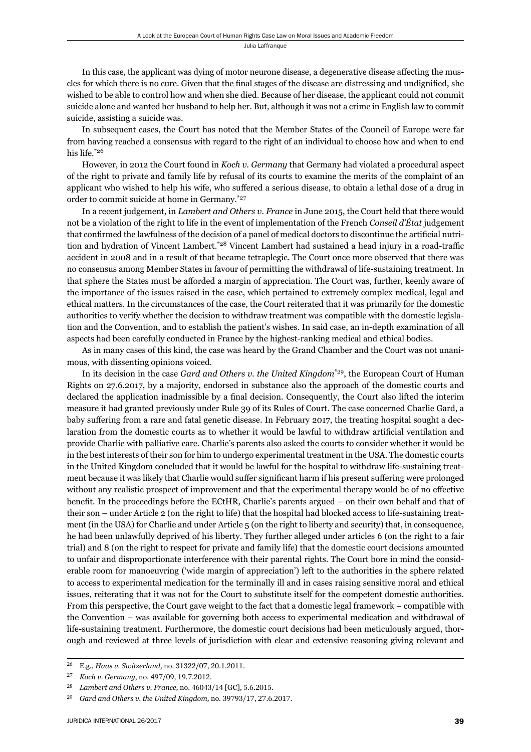In this case, the applicant was dying of motor neurone disease, a degenerative disease affecting the muscles for which there is no cure. Given that the final stages of the disease are distressing and undignified, she wished to be able to control how and when she died. Because of her disease, the applicant could not commit suicide alone and wanted her husband to help her. But, although it was not a crime in English law to commit suicide, assisting a suicide was.

In subsequent cases, the Court has noted that the Member States of the Council of Europe were far from having reached a consensus with regard to the right of an individual to choose how and when to end his life.[*26]

However, in 2012 the Court found in *Koch v. Germany* that Germany had violated a procedural aspect of the right to private and family life by refusal of its courts to examine the merits of the complaint of an applicant who wished to help his wife, who suffered a serious disease, to obtain a lethal dose of a drug in order to commit suicide at home in Germany.[*27]

In a recent judgement, in *Lambert and Others v. France* in June 2015, the Court held that there would not be a violation of the right to life in the event of implementation of the French *Conseil d'État* judgement that confirmed the lawfulness of the decision of a panel of medical doctors to discontinue the artificial nutrition and hydration of Vincent Lambert.[*28] Vincent Lambert had sustained a head injury in a road-traffic accident in 2008 and in a result of that became tetraplegic. The Court once more observed that there was no consensus among Member States in favour of permitting the withdrawal of life-sustaining treatment. In that sphere the States must be afforded a margin of appreciation. The Court was, further, keenly aware of the importance of the issues raised in the case, which pertained to extremely complex medical, legal and ethical matters. In the circumstances of the case, the Court reiterated that it was primarily for the domestic authorities to verify whether the decision to withdraw treatment was compatible with the domestic legislation and the Convention, and to establish the patient's wishes. In said case, an in-depth examination of all aspects had been carefully conducted in France by the highest-ranking medical and ethical bodies.

As in many cases of this kind, the case was heard by the Grand Chamber and the Court was not unanimous, with dissenting opinions voiced.

In its decision in the case *Gard and Others v. the United Kingdom*[*29], the European Court of Human Rights on 27.6.2017, by a majority, endorsed in substance also the approach of the domestic courts and declared the application inadmissible by a final decision. Consequently, the Court also lifted the interim measure it had granted previously under Rule 39 of its Rules of Court. The case concerned Charlie Gard, a baby suffering from a rare and fatal genetic disease. In February 2017, the treating hospital sought a declaration from the domestic courts as to whether it would be lawful to withdraw artificial ventilation and provide Charlie with palliative care. Charlie's parents also asked the courts to consider whether it would be in the best interests of their son for him to undergo experimental treatment in the USA. The domestic courts in the United Kingdom concluded that it would be lawful for the hospital to withdraw life-sustaining treatment because it was likely that Charlie would suffer significant harm if his present suffering were prolonged without any realistic prospect of improvement and that the experimental therapy would be of no effective benefit. In the proceedings before the ECtHR, Charlie's parents argued – on their own behalf and that of their son – under Article 2 (on the right to life) that the hospital had blocked access to life-sustaining treatment (in the USA) for Charlie and under Article 5 (on the right to liberty and security) that, in consequence, he had been unlawfully deprived of his liberty. They further alleged under articles 6 (on the right to a fair trial) and 8 (on the right to respect for private and family life) that the domestic court decisions amounted to unfair and disproportionate interference with their parental rights. The Court bore in mind the considerable room for manoeuvring ('wide margin of appreciation') left to the authorities in the sphere related to access to experimental medication for the terminally ill and in cases raising sensitive moral and ethical issues, reiterating that it was not for the Court to substitute itself for the competent domestic authorities. From this perspective, the Court gave weight to the fact that a domestic legal framework – compatible with the Convention – was available for governing both access to experimental medication and withdrawal of life-sustaining treatment. Furthermore, the domestic court decisions had been meticulously argued, thorough and reviewed at three levels of jurisdiction with clear and extensive reasoning giving relevant and

---

[26] E.g., *Haas v. Switzerland,* no. 31322/07, 20.1.2011.

[27] *Koch v. Germany,* no. 497/09, 19.7.2012.

[28] *Lambert and Others v. France,* no. 46043/14 [GC], 5.6.2015.

[29] *Gard and Others v. the United Kingdom,* no. 39793/17, 27.6.2017.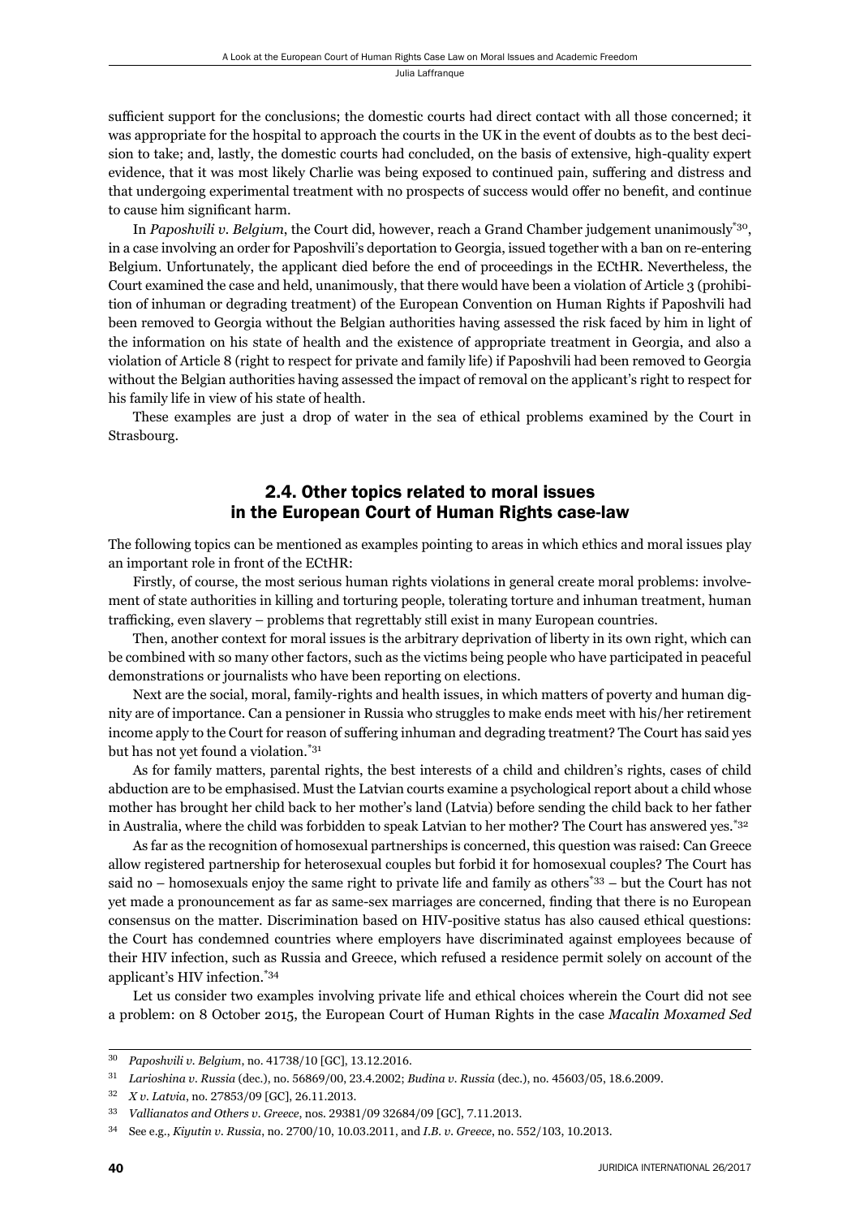sufficient support for the conclusions; the domestic courts had direct contact with all those concerned; it was appropriate for the hospital to approach the courts in the UK in the event of doubts as to the best decision to take; and, lastly, the domestic courts had concluded, on the basis of extensive, high-quality expert evidence, that it was most likely Charlie was being exposed to continued pain, suffering and distress and that undergoing experimental treatment with no prospects of success would offer no benefit, and continue to cause him significant harm.

In *Paposhvili v. Belgium*, the Court did, however, reach a Grand Chamber judgement unanimously[*30], in a case involving an order for Paposhvili's deportation to Georgia, issued together with a ban on re-entering Belgium. Unfortunately, the applicant died before the end of proceedings in the ECtHR. Nevertheless, the Court examined the case and held, unanimously, that there would have been a violation of Article 3 (prohibition of inhuman or degrading treatment) of the European Convention on Human Rights if Paposhvili had been removed to Georgia without the Belgian authorities having assessed the risk faced by him in light of the information on his state of health and the existence of appropriate treatment in Georgia, and also a violation of Article 8 (right to respect for private and family life) if Paposhvili had been removed to Georgia without the Belgian authorities having assessed the impact of removal on the applicant's right to respect for his family life in view of his state of health.

These examples are just a drop of water in the sea of ethical problems examined by the Court in Strasbourg.

## 2.4. Other topics related to moral issues in the European Court of Human Rights case-law

The following topics can be mentioned as examples pointing to areas in which ethics and moral issues play an important role in front of the ECtHR:

Firstly, of course, the most serious human rights violations in general create moral problems: involvement of state authorities in killing and torturing people, tolerating torture and inhuman treatment, human trafficking, even slavery – problems that regrettably still exist in many European countries.

Then, another context for moral issues is the arbitrary deprivation of liberty in its own right, which can be combined with so many other factors, such as the victims being people who have participated in peaceful demonstrations or journalists who have been reporting on elections.

Next are the social, moral, family-rights and health issues, in which matters of poverty and human dignity are of importance. Can a pensioner in Russia who struggles to make ends meet with his/her retirement income apply to the Court for reason of suffering inhuman and degrading treatment? The Court has said yes but has not yet found a violation.[*31]

As for family matters, parental rights, the best interests of a child and children's rights, cases of child abduction are to be emphasised. Must the Latvian courts examine a psychological report about a child whose mother has brought her child back to her mother's land (Latvia) before sending the child back to her father in Australia, where the child was forbidden to speak Latvian to her mother? The Court has answered yes.[*32]

As far as the recognition of homosexual partnerships is concerned, this question was raised: Can Greece allow registered partnership for heterosexual couples but forbid it for homosexual couples? The Court has said no – homosexuals enjoy the same right to private life and family as others[*33] – but the Court has not yet made a pronouncement as far as same-sex marriages are concerned, finding that there is no European consensus on the matter. Discrimination based on HIV-positive status has also caused ethical questions: the Court has condemned countries where employers have discriminated against employees because of their HIV infection, such as Russia and Greece, which refused a residence permit solely on account of the applicant's HIV infection.[*34]

Let us consider two examples involving private life and ethical choices wherein the Court did not see a problem: on 8 October 2015, the European Court of Human Rights in the case *Macalin Moxamed Sed*

---

30 *Paposhvili v. Belgium*, no. 41738/10 [GC], 13.12.2016.

31 *Larioshina v. Russia* (dec.), no. 56869/00, 23.4.2002; *Budina v. Russia* (dec.), no. 45603/05, 18.6.2009.

32 *X v. Latvia*, no. 27853/09 [GC], 26.11.2013.

33 *Vallianatos and Others v. Greece*, nos. 29381/09 32684/09 [GC], 7.11.2013.

34 See e.g., *Kiyutin v. Russia*, no. 2700/10, 10.03.2011, and *I.B. v. Greece*, no. 552/103, 10.2013.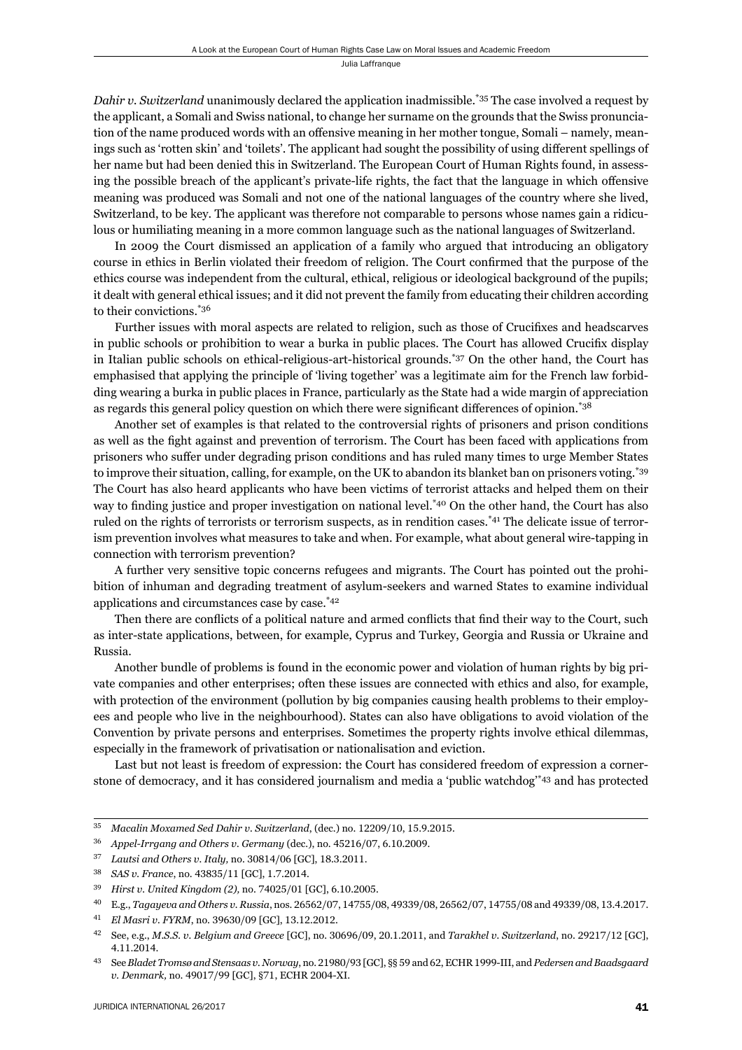*Dahir v. Switzerland* unanimously declared the application inadmissible.[*35] The case involved a request by the applicant, a Somali and Swiss national, to change her surname on the grounds that the Swiss pronunciation of the name produced words with an offensive meaning in her mother tongue, Somali – namely, meanings such as 'rotten skin' and 'toilets'. The applicant had sought the possibility of using different spellings of her name but had been denied this in Switzerland. The European Court of Human Rights found, in assessing the possible breach of the applicant's private-life rights, the fact that the language in which offensive meaning was produced was Somali and not one of the national languages of the country where she lived, Switzerland, to be key. The applicant was therefore not comparable to persons whose names gain a ridiculous or humiliating meaning in a more common language such as the national languages of Switzerland.

In 2009 the Court dismissed an application of a family who argued that introducing an obligatory course in ethics in Berlin violated their freedom of religion. The Court confirmed that the purpose of the ethics course was independent from the cultural, ethical, religious or ideological background of the pupils; it dealt with general ethical issues; and it did not prevent the family from educating their children according to their convictions.[*36]

Further issues with moral aspects are related to religion, such as those of Crucifixes and headscarves in public schools or prohibition to wear a burka in public places. The Court has allowed Crucifix display in Italian public schools on ethical-religious-art-historical grounds.[*37] On the other hand, the Court has emphasised that applying the principle of 'living together' was a legitimate aim for the French law forbidding wearing a burka in public places in France, particularly as the State had a wide margin of appreciation as regards this general policy question on which there were significant differences of opinion.[*38]

Another set of examples is that related to the controversial rights of prisoners and prison conditions as well as the fight against and prevention of terrorism. The Court has been faced with applications from prisoners who suffer under degrading prison conditions and has ruled many times to urge Member States to improve their situation, calling, for example, on the UK to abandon its blanket ban on prisoners voting.[*39] The Court has also heard applicants who have been victims of terrorist attacks and helped them on their way to finding justice and proper investigation on national level.[*40] On the other hand, the Court has also ruled on the rights of terrorists or terrorism suspects, as in rendition cases.[*41] The delicate issue of terrorism prevention involves what measures to take and when. For example, what about general wire-tapping in connection with terrorism prevention?

A further very sensitive topic concerns refugees and migrants. The Court has pointed out the prohibition of inhuman and degrading treatment of asylum-seekers and warned States to examine individual applications and circumstances case by case.[*42]

Then there are conflicts of a political nature and armed conflicts that find their way to the Court, such as inter-state applications, between, for example, Cyprus and Turkey, Georgia and Russia or Ukraine and Russia.

Another bundle of problems is found in the economic power and violation of human rights by big private companies and other enterprises; often these issues are connected with ethics and also, for example, with protection of the environment (pollution by big companies causing health problems to their employees and people who live in the neighbourhood). States can also have obligations to avoid violation of the Convention by private persons and enterprises. Sometimes the property rights involve ethical dilemmas, especially in the framework of privatisation or nationalisation and eviction.

Last but not least is freedom of expression: the Court has considered freedom of expression a cornerstone of democracy, and it has considered journalism and media a 'public watchdog'[*43] and has protected

---

35 *Macalin Moxamed Sed Dahir v. Switzerland*, (dec.) no. 12209/10, 15.9.2015.

36 *Appel-Irrgang and Others v. Germany* (dec.), no. 45216/07, 6.10.2009.

37 *Lautsi and Others v. Italy*, no. 30814/06 [GC], 18.3.2011.

38 *SAS v. France*, no. 43835/11 [GC], 1.7.2014.

39 *Hirst v. United Kingdom (2)*, no. 74025/01 [GC], 6.10.2005.

40 E.g., *Tagayeva and Others v. Russia*, nos. 26562/07, 14755/08, 49339/08, 26562/07, 14755/08 and 49339/08, 13.4.2017.

41 *El Masri v. FYRM*, no. 39630/09 [GC], 13.12.2012.

42 See, e.g., *M.S.S. v. Belgium and Greece* [GC], no. 30696/09, 20.1.2011, and *Tarakhel v. Switzerland*, no. 29217/12 [GC], 4.11.2014.

43 See *Bladet Tromsø and Stensaas v. Norway*, no. 21980/93 [GC], §§ 59 and 62, ECHR 1999-III, and *Pedersen and Baadsgaard v. Denmark*, no. 49017/99 [GC], §71, ECHR 2004-XI.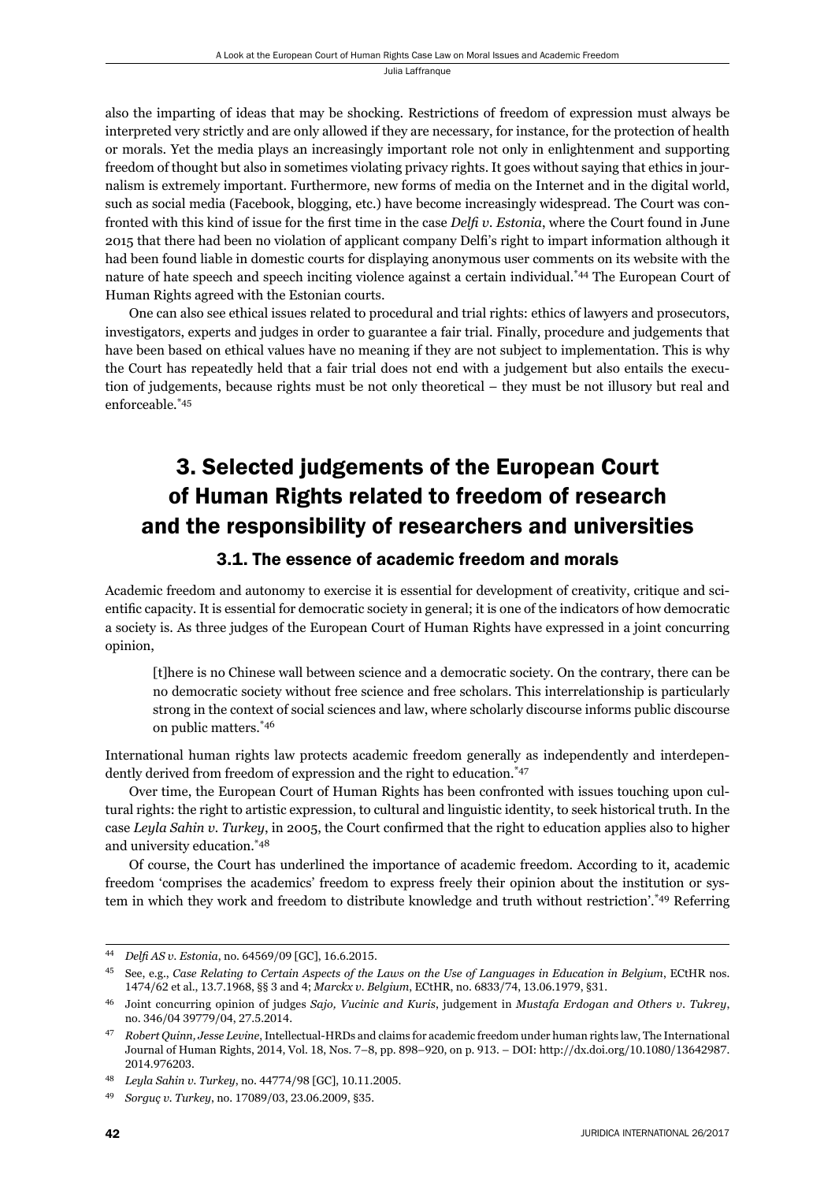also the imparting of ideas that may be shocking. Restrictions of freedom of expression must always be interpreted very strictly and are only allowed if they are necessary, for instance, for the protection of health or morals. Yet the media plays an increasingly important role not only in enlightenment and supporting freedom of thought but also in sometimes violating privacy rights. It goes without saying that ethics in journalism is extremely important. Furthermore, new forms of media on the Internet and in the digital world, such as social media (Facebook, blogging, etc.) have become increasingly widespread. The Court was confronted with this kind of issue for the first time in the case *Delfi v. Estonia*, where the Court found in June 2015 that there had been no violation of applicant company Delfi's right to impart information although it had been found liable in domestic courts for displaying anonymous user comments on its website with the nature of hate speech and speech inciting violence against a certain individual.[*44] The European Court of Human Rights agreed with the Estonian courts.

One can also see ethical issues related to procedural and trial rights: ethics of lawyers and prosecutors, investigators, experts and judges in order to guarantee a fair trial. Finally, procedure and judgements that have been based on ethical values have no meaning if they are not subject to implementation. This is why the Court has repeatedly held that a fair trial does not end with a judgement but also entails the execution of judgements, because rights must be not only theoretical – they must be not illusory but real and enforceable.[*45]

## 3. Selected judgements of the European Court of Human Rights related to freedom of research and the responsibility of researchers and universities

### 3.1. The essence of academic freedom and morals

Academic freedom and autonomy to exercise it is essential for development of creativity, critique and scientific capacity. It is essential for democratic society in general; it is one of the indicators of how democratic a society is. As three judges of the European Court of Human Rights have expressed in a joint concurring opinion,

> [t]here is no Chinese wall between science and a democratic society. On the contrary, there can be no democratic society without free science and free scholars. This interrelationship is particularly strong in the context of social sciences and law, where scholarly discourse informs public discourse on public matters.[*46]

International human rights law protects academic freedom generally as independently and interdependently derived from freedom of expression and the right to education.[*47]

Over time, the European Court of Human Rights has been confronted with issues touching upon cultural rights: the right to artistic expression, to cultural and linguistic identity, to seek historical truth. In the case *Leyla Sahin v. Turkey*, in 2005, the Court confirmed that the right to education applies also to higher and university education.[*48]

Of course, the Court has underlined the importance of academic freedom. According to it, academic freedom 'comprises the academics' freedom to express freely their opinion about the institution or system in which they work and freedom to distribute knowledge and truth without restriction'.[*49] Referring

---

44 *Delfi AS v. Estonia*, no. 64569/09 [GC], 16.6.2015.

45 See, e.g., *Case Relating to Certain Aspects of the Laws on the Use of Languages in Education in Belgium*, ECtHR nos. 1474/62 et al., 13.7.1968, §§ 3 and 4; *Marckx v. Belgium*, ECtHR, no. 6833/74, 13.06.1979, §31.

46 Joint concurring opinion of judges *Sajo, Vucinic and Kuris*, judgement in *Mustafa Erdogan and Others v. Tukrey*, no. 346/04 39779/04, 27.5.2014.

47 *Robert Quinn, Jesse Levine*, Intellectual-HRDs and claims for academic freedom under human rights law, The International Journal of Human Rights, 2014, Vol. 18, Nos. 7–8, pp. 898–920, on p. 913. – DOI: http://dx.doi.org/10.1080/13642987.2014.976203.

48 *Leyla Sahin v. Turkey*, no. 44774/98 [GC], 10.11.2005.

49 *Sorguç v. Turkey*, no. 17089/03, 23.06.2009, §35.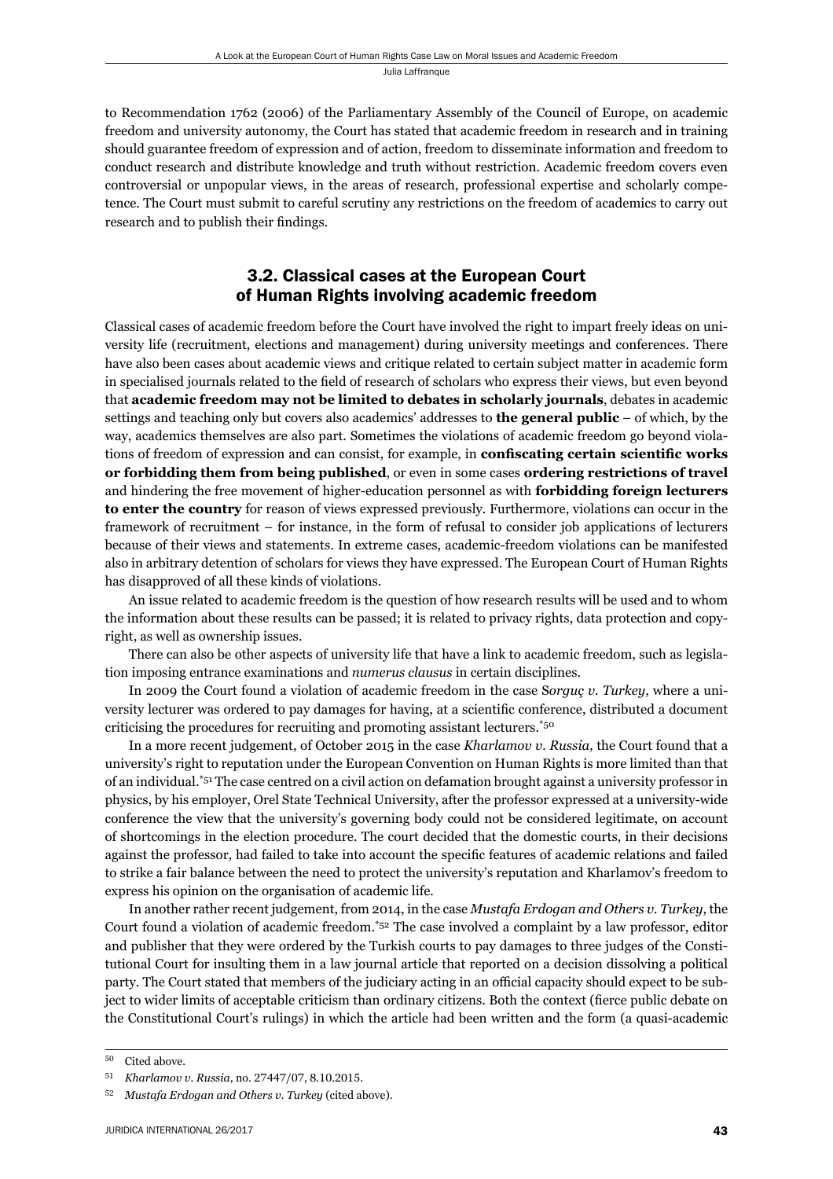to Recommendation 1762 (2006) of the Parliamentary Assembly of the Council of Europe, on academic freedom and university autonomy, the Court has stated that academic freedom in research and in training should guarantee freedom of expression and of action, freedom to disseminate information and freedom to conduct research and distribute knowledge and truth without restriction. Academic freedom covers even controversial or unpopular views, in the areas of research, professional expertise and scholarly competence. The Court must submit to careful scrutiny any restrictions on the freedom of academics to carry out research and to publish their findings.

## 3.2. Classical cases at the European Court of Human Rights involving academic freedom

Classical cases of academic freedom before the Court have involved the right to impart freely ideas on university life (recruitment, elections and management) during university meetings and conferences. There have also been cases about academic views and critique related to certain subject matter in academic form in specialised journals related to the field of research of scholars who express their views, but even beyond that **academic freedom may not be limited to debates in scholarly journals**, debates in academic settings and teaching only but covers also academics' addresses to **the general public** – of which, by the way, academics themselves are also part. Sometimes the violations of academic freedom go beyond violations of freedom of expression and can consist, for example, in **confiscating certain scientific works or forbidding them from being published**, or even in some cases **ordering restrictions of travel** and hindering the free movement of higher-education personnel as with **forbidding foreign lecturers to enter the country** for reason of views expressed previously. Furthermore, violations can occur in the framework of recruitment – for instance, in the form of refusal to consider job applications of lecturers because of their views and statements. In extreme cases, academic-freedom violations can be manifested also in arbitrary detention of scholars for views they have expressed. The European Court of Human Rights has disapproved of all these kinds of violations.

An issue related to academic freedom is the question of how research results will be used and to whom the information about these results can be passed; it is related to privacy rights, data protection and copyright, as well as ownership issues.

There can also be other aspects of university life that have a link to academic freedom, such as legislation imposing entrance examinations and *numerus clausus* in certain disciplines.

In 2009 the Court found a violation of academic freedom in the case S*orguç v. Turkey*, where a university lecturer was ordered to pay damages for having, at a scientific conference, distributed a document criticising the procedures for recruiting and promoting assistant lecturers.*[50]

In a more recent judgement, of October 2015 in the case *Kharlamov v. Russia,* the Court found that a university's right to reputation under the European Convention on Human Rights is more limited than that of an individual.*[51] The case centred on a civil action on defamation brought against a university professor in physics, by his employer, Orel State Technical University, after the professor expressed at a university-wide conference the view that the university's governing body could not be considered legitimate, on account of shortcomings in the election procedure. The court decided that the domestic courts, in their decisions against the professor, had failed to take into account the specific features of academic relations and failed to strike a fair balance between the need to protect the university's reputation and Kharlamov's freedom to express his opinion on the organisation of academic life.

In another rather recent judgement, from 2014, in the case *Mustafa Erdogan and Others v. Turkey*, the Court found a violation of academic freedom.*[52] The case involved a complaint by a law professor, editor and publisher that they were ordered by the Turkish courts to pay damages to three judges of the Constitutional Court for insulting them in a law journal article that reported on a decision dissolving a political party. The Court stated that members of the judiciary acting in an official capacity should expect to be subject to wider limits of acceptable criticism than ordinary citizens. Both the context (fierce public debate on the Constitutional Court's rulings) in which the article had been written and the form (a quasi-academic

---

[50] Cited above.

[51] *Kharlamov v. Russia*, no. 27447/07, 8.10.2015.

[52] *Mustafa Erdogan and Others v. Turkey* (cited above).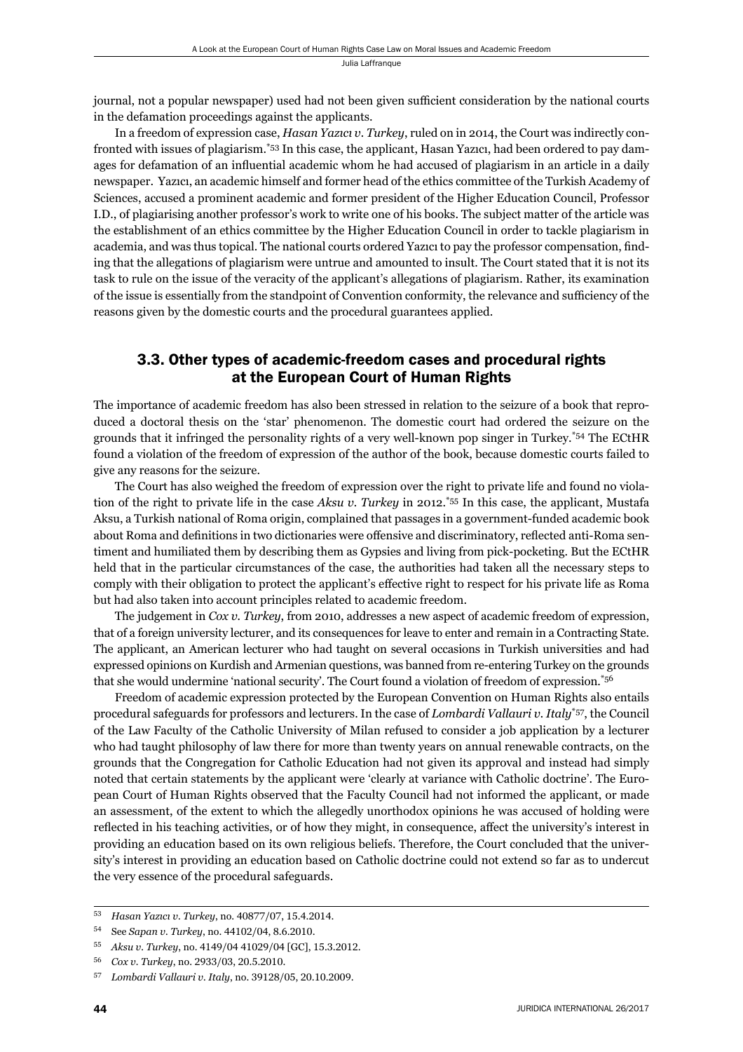journal, not a popular newspaper) used had not been given sufficient consideration by the national courts in the defamation proceedings against the applicants.

In a freedom of expression case, *Hasan Yazıcı v. Turkey*, ruled on in 2014, the Court was indirectly confronted with issues of plagiarism.[*53] In this case, the applicant, Hasan Yazıcı, had been ordered to pay damages for defamation of an influential academic whom he had accused of plagiarism in an article in a daily newspaper. Yazıcı, an academic himself and former head of the ethics committee of the Turkish Academy of Sciences, accused a prominent academic and former president of the Higher Education Council, Professor I.D., of plagiarising another professor's work to write one of his books. The subject matter of the article was the establishment of an ethics committee by the Higher Education Council in order to tackle plagiarism in academia, and was thus topical. The national courts ordered Yazıcı to pay the professor compensation, finding that the allegations of plagiarism were untrue and amounted to insult. The Court stated that it is not its task to rule on the issue of the veracity of the applicant's allegations of plagiarism. Rather, its examination of the issue is essentially from the standpoint of Convention conformity, the relevance and sufficiency of the reasons given by the domestic courts and the procedural guarantees applied.

## 3.3. Other types of academic-freedom cases and procedural rights at the European Court of Human Rights

The importance of academic freedom has also been stressed in relation to the seizure of a book that reproduced a doctoral thesis on the 'star' phenomenon. The domestic court had ordered the seizure on the grounds that it infringed the personality rights of a very well-known pop singer in Turkey.[*54] The ECtHR found a violation of the freedom of expression of the author of the book, because domestic courts failed to give any reasons for the seizure.

The Court has also weighed the freedom of expression over the right to private life and found no violation of the right to private life in the case *Aksu v. Turkey* in 2012.[*55] In this case, the applicant, Mustafa Aksu, a Turkish national of Roma origin, complained that passages in a government-funded academic book about Roma and definitions in two dictionaries were offensive and discriminatory, reflected anti-Roma sentiment and humiliated them by describing them as Gypsies and living from pick-pocketing. But the ECtHR held that in the particular circumstances of the case, the authorities had taken all the necessary steps to comply with their obligation to protect the applicant's effective right to respect for his private life as Roma but had also taken into account principles related to academic freedom.

The judgement in *Cox v. Turkey*, from 2010, addresses a new aspect of academic freedom of expression, that of a foreign university lecturer, and its consequences for leave to enter and remain in a Contracting State. The applicant, an American lecturer who had taught on several occasions in Turkish universities and had expressed opinions on Kurdish and Armenian questions, was banned from re-entering Turkey on the grounds that she would undermine 'national security'. The Court found a violation of freedom of expression.[*56]

Freedom of academic expression protected by the European Convention on Human Rights also entails procedural safeguards for professors and lecturers. In the case of *Lombardi Vallauri v. Italy*[*57], the Council of the Law Faculty of the Catholic University of Milan refused to consider a job application by a lecturer who had taught philosophy of law there for more than twenty years on annual renewable contracts, on the grounds that the Congregation for Catholic Education had not given its approval and instead had simply noted that certain statements by the applicant were 'clearly at variance with Catholic doctrine'. The European Court of Human Rights observed that the Faculty Council had not informed the applicant, or made an assessment, of the extent to which the allegedly unorthodox opinions he was accused of holding were reflected in his teaching activities, or of how they might, in consequence, affect the university's interest in providing an education based on its own religious beliefs. Therefore, the Court concluded that the university's interest in providing an education based on Catholic doctrine could not extend so far as to undercut the very essence of the procedural safeguards.

---

53 *Hasan Yazıcı v. Turkey*, no. 40877/07, 15.4.2014.

54 See *Sapan v. Turkey*, no. 44102/04, 8.6.2010.

55 *Aksu v. Turkey*, no. 4149/04 41029/04 [GC], 15.3.2012.

56 *Cox v. Turkey*, no. 2933/03, 20.5.2010.

57 *Lombardi Vallauri v. Italy*, no. 39128/05, 20.10.2009.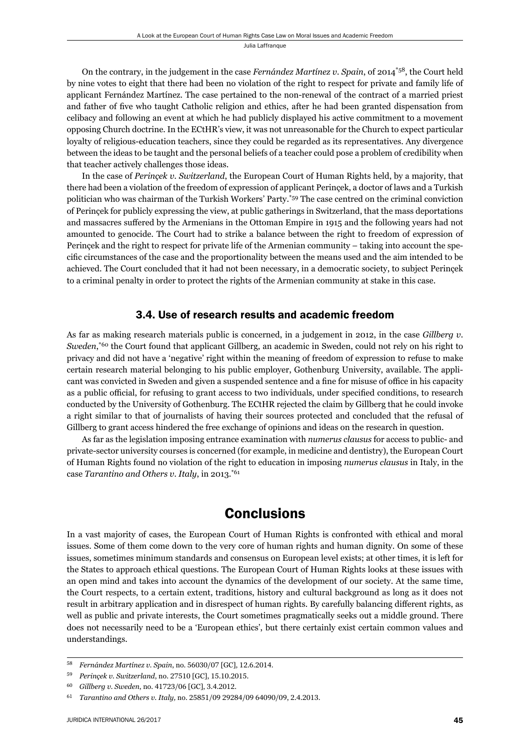On the contrary, in the judgement in the case *Fernández Martínez v. Spain*, of 2014[*58], the Court held by nine votes to eight that there had been no violation of the right to respect for private and family life of applicant Fernández Martínez. The case pertained to the non-renewal of the contract of a married priest and father of five who taught Catholic religion and ethics, after he had been granted dispensation from celibacy and following an event at which he had publicly displayed his active commitment to a movement opposing Church doctrine. In the ECtHR's view, it was not unreasonable for the Church to expect particular loyalty of religious-education teachers, since they could be regarded as its representatives. Any divergence between the ideas to be taught and the personal beliefs of a teacher could pose a problem of credibility when that teacher actively challenges those ideas.

In the case of *Perinçek v. Switzerland*, the European Court of Human Rights held, by a majority, that there had been a violation of the freedom of expression of applicant Perinçek, a doctor of laws and a Turkish politician who was chairman of the Turkish Workers' Party.[*59] The case centred on the criminal conviction of Perinçek for publicly expressing the view, at public gatherings in Switzerland, that the mass deportations and massacres suffered by the Armenians in the Ottoman Empire in 1915 and the following years had not amounted to genocide. The Court had to strike a balance between the right to freedom of expression of Perinçek and the right to respect for private life of the Armenian community – taking into account the specific circumstances of the case and the proportionality between the means used and the aim intended to be achieved. The Court concluded that it had not been necessary, in a democratic society, to subject Perinçek to a criminal penalty in order to protect the rights of the Armenian community at stake in this case.

### 3.4. Use of research results and academic freedom

As far as making research materials public is concerned, in a judgement in 2012, in the case *Gillberg v. Sweden*,[*60] the Court found that applicant Gillberg, an academic in Sweden, could not rely on his right to privacy and did not have a 'negative' right within the meaning of freedom of expression to refuse to make certain research material belonging to his public employer, Gothenburg University, available. The applicant was convicted in Sweden and given a suspended sentence and a fine for misuse of office in his capacity as a public official, for refusing to grant access to two individuals, under specified conditions, to research conducted by the University of Gothenburg. The ECtHR rejected the claim by Gillberg that he could invoke a right similar to that of journalists of having their sources protected and concluded that the refusal of Gillberg to grant access hindered the free exchange of opinions and ideas on the research in question.

As far as the legislation imposing entrance examination with *numerus clausus* for access to public- and private-sector university courses is concerned (for example, in medicine and dentistry), the European Court of Human Rights found no violation of the right to education in imposing *numerus clausus* in Italy, in the case *Tarantino and Others v. Italy*, in 2013.[*61]

## Conclusions

In a vast majority of cases, the European Court of Human Rights is confronted with ethical and moral issues. Some of them come down to the very core of human rights and human dignity. On some of these issues, sometimes minimum standards and consensus on European level exists; at other times, it is left for the States to approach ethical questions. The European Court of Human Rights looks at these issues with an open mind and takes into account the dynamics of the development of our society. At the same time, the Court respects, to a certain extent, traditions, history and cultural background as long as it does not result in arbitrary application and in disrespect of human rights. By carefully balancing different rights, as well as public and private interests, the Court sometimes pragmatically seeks out a middle ground. There does not necessarily need to be a 'European ethics', but there certainly exist certain common values and understandings.

---

[58] *Fernández Martínez v. Spain*, no. 56030/07 [GC], 12.6.2014.

[59] *Perinçek v. Switzerland*, no. 27510 [GC], 15.10.2015.

[60] *Gillberg v. Sweden*, no. 41723/06 [GC], 3.4.2012.

[61] *Tarantino and Others v. Italy*, no. 25851/09 29284/09 64090/09, 2.4.2013.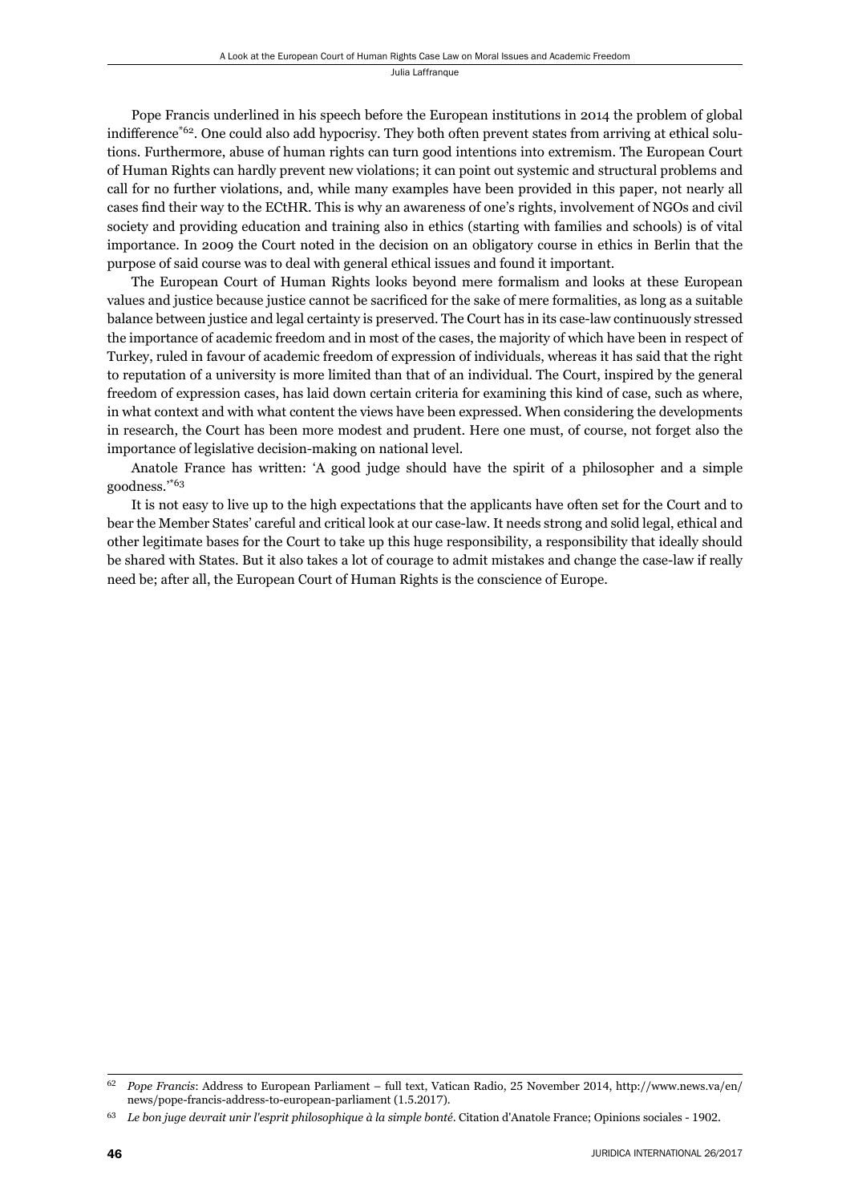Pope Francis underlined in his speech before the European institutions in 2014 the problem of global indifference*[62]. One could also add hypocrisy. They both often prevent states from arriving at ethical solutions. Furthermore, abuse of human rights can turn good intentions into extremism. The European Court of Human Rights can hardly prevent new violations; it can point out systemic and structural problems and call for no further violations, and, while many examples have been provided in this paper, not nearly all cases find their way to the ECtHR. This is why an awareness of one's rights, involvement of NGOs and civil society and providing education and training also in ethics (starting with families and schools) is of vital importance. In 2009 the Court noted in the decision on an obligatory course in ethics in Berlin that the purpose of said course was to deal with general ethical issues and found it important.

The European Court of Human Rights looks beyond mere formalism and looks at these European values and justice because justice cannot be sacrificed for the sake of mere formalities, as long as a suitable balance between justice and legal certainty is preserved. The Court has in its case-law continuously stressed the importance of academic freedom and in most of the cases, the majority of which have been in respect of Turkey, ruled in favour of academic freedom of expression of individuals, whereas it has said that the right to reputation of a university is more limited than that of an individual. The Court, inspired by the general freedom of expression cases, has laid down certain criteria for examining this kind of case, such as where, in what context and with what content the views have been expressed. When considering the developments in research, the Court has been more modest and prudent. Here one must, of course, not forget also the importance of legislative decision-making on national level.

Anatole France has written: 'A good judge should have the spirit of a philosopher and a simple goodness.'*[63]

It is not easy to live up to the high expectations that the applicants have often set for the Court and to bear the Member States' careful and critical look at our case-law. It needs strong and solid legal, ethical and other legitimate bases for the Court to take up this huge responsibility, a responsibility that ideally should be shared with States. But it also takes a lot of courage to admit mistakes and change the case-law if really need be; after all, the European Court of Human Rights is the conscience of Europe.

---

[62] *Pope Francis*: Address to European Parliament – full text, Vatican Radio, 25 November 2014, http://www.news.va/en/news/pope-francis-address-to-european-parliament (1.5.2017).

[63] *Le bon juge devrait unir l'esprit philosophique à la simple bonté*. Citation d'Anatole France; Opinions sociales - 1902.